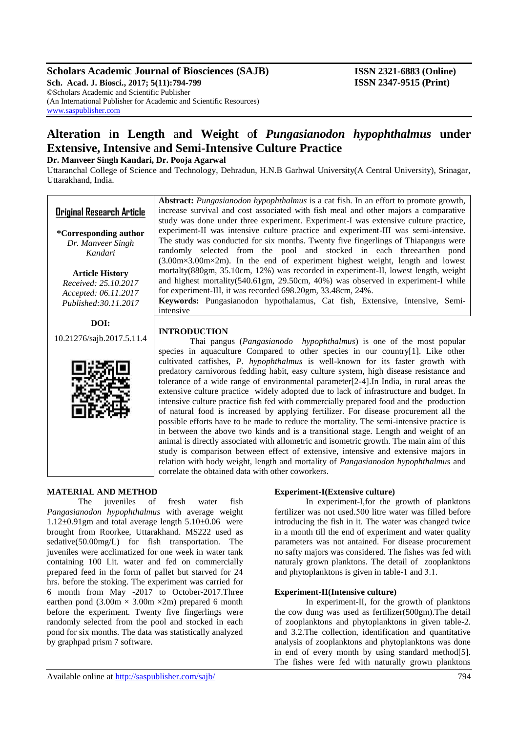# Alteration in Length and Weight of *Pungasianodon hypophthalmus* under Extensive, Intensive and Semi-Intensive Culture Practice

**Dr. Manveer Singh Kandari, Dr. Pooja Agarwal**

Uttaranchal College of Science and Technology, Dehradun, H.N.B Garhwal University(A Central University), Srinagar, Uttarakhand, India.

**Original Research Article**

**\*Corresponding author**
*Dr. Manveer Singh Kandari*

**Article History**
*Received: 25.10.2017*
*Accepted: 06.11.2017*
*Published:30.11.2017*

**DOI:**
10.21276/sajb.2017.5.11.4

**Abstract:** *Pungasianodon hypophthalmus* is a cat fish. In an effort to promote growth, increase survival and cost associated with fish meal and other majors a comparative study was done under three experiment. Experiment-I was extensive culture practice, experiment-II was intensive culture practice and experiment-III was semi-intensive. The study was conducted for six months. Twenty five fingerlings of Thiapangus were randomly selected from the pool and stocked in each threearthen pond (3.00m×3.00m×2m). In the end of experiment highest weight, length and lowest mortalty(880gm, 35.10cm, 12%) was recorded in experiment-II, lowest length, weight and highest mortality(540.61gm, 29.50cm, 40%) was observed in experiment-I while for experiment-III, it was recorded 698.20gm, 33.48cm, 24%.

**Keywords:** Pungasianodon hypothalamus, Cat fish, Extensive, Intensive, Semi-intensive

## INTRODUCTION

Thai pangus (*Pangasianodo hypophthalmus*) is one of the most popular species in aquaculture Compared to other species in our country[1]. Like other cultivated catfishes, *P. hypophthalmus* is well-known for its faster growth with predatory carnivorous fedding habit, easy culture system, high disease resistance and tolerance of a wide range of environmental parameter[2-4].In India, in rural areas the extensive culture practice widely adopted due to lack of infrastructure and budget. In intensive culture practice fish fed with commercially prepared food and the production of natural food is increased by applying fertilizer. For disease procurement all the possible efforts have to be made to reduce the mortality. The semi-intensive practice is in between the above two kinds and is a transitional stage. Length and weight of an animal is directly associated with allometric and isometric growth. The main aim of this study is comparison between effect of extensive, intensive and extensive majors in relation with body weight, length and mortality of *Pangasianodon hypophthalmus* and correlate the obtained data with other coworkers.

## MATERIAL AND METHOD

The juveniles of fresh water fish *Pangasianodon hypophthalmus* with average weight 1.12±0.91gm and total average length 5.10±0.06 were brought from Roorkee, Uttarakhand. MS222 used as sedative(50.00mg/L) for fish transportation. The juveniles were acclimatized for one week in water tank containing 100 Lit. water and fed on commercially prepared feed in the form of pallet but starved for 24 hrs. before the stoking. The experiment was carried for 6 month from May -2017 to October-2017.Three earthen pond (3.00m × 3.00m ×2m) prepared 6 month before the experiment. Twenty five fingerlings were randomly selected from the pool and stocked in each pond for six months. The data was statistically analyzed by graphpad prism 7 software.

### Experiment-I(Extensive culture)

In experiment-I,for the growth of planktons fertilizer was not used.500 litre water was filled before introducing the fish in it. The water was changed twice in a month till the end of experiment and water quality parameters was not antained. For disease procurement no safty majors was considered. The fishes was fed with naturaly grown planktons. The detail of zooplanktons and phytoplanktons is given in table-1 and 3.1.

### Experiment-II(Intensive culture)

In experiment-II, for the growth of planktons the cow dung was used as fertilizer(500gm).The detail of zooplanktons and phytoplanktons in given table-2. and 3.2.The collection, identification and quantitative analysis of zooplanktons and phytoplanktons was done in end of every month by using standard method[5]. The fishes were fed with naturally grown planktons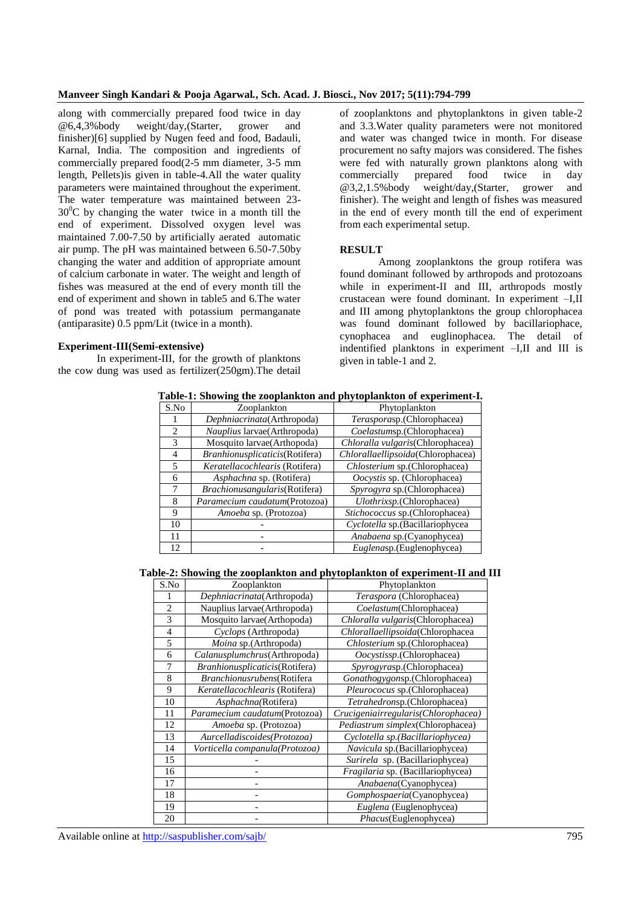along with commercially prepared food twice in day @6,4,3%body weight/day,(Starter, grower and finisher)[6] supplied by Nugen feed and food, Badauli, Karnal, India. The composition and ingredients of commercially prepared food(2-5 mm diameter, 3-5 mm length, Pellets)is given in table-4.All the water quality parameters were maintained throughout the experiment. The water temperature was maintained between 23-30$^0$C by changing the water twice in a month till the end of experiment. Dissolved oxygen level was maintained 7.00-7.50 by artificially aerated automatic air pump. The pH was maintained between 6.50-7.50by changing the water and addition of appropriate amount of calcium carbonate in water. The weight and length of fishes was measured at the end of every month till the end of experiment and shown in table5 and 6.The water of pond was treated with potassium permanganate (antiparasite) 0.5 ppm/Lit (twice in a month).

**Experiment-III(Semi-extensive)**

In experiment-III, for the growth of planktons the cow dung was used as fertilizer(250gm).The detail of zooplanktons and phytoplanktons in given table-2 and 3.3.Water quality parameters were not monitored and water was changed twice in month. For disease procurement no safty majors was considered. The fishes were fed with naturally grown planktons along with commercially prepared food twice in day @3,2,1.5%body weight/day,(Starter, grower and finisher). The weight and length of fishes was measured in the end of every month till the end of experiment from each experimental setup.

**RESULT**

Among zooplanktons the group rotifera was found dominant followed by arthropods and protozoans while in experiment-II and III, arthropods mostly crustacean were found dominant. In experiment –I,II and III among phytoplanktons the group chlorophacea was found dominant followed by bacillariophace, cynophacea and euglinophacea. The detail of indentified planktons in experiment –I,II and III is given in table-1 and 2.

**Table-1: Showing the zooplankton and phytoplankton of experiment-I.**

| S.No | Zooplankton | Phytoplankton |
|---|---|---|
| 1 | *Dephniacrinata*(Arthropoda) | *Terasporasp.*(Chlorophacea) |
| 2 | *Nauplius* larvae(Arthropoda) | *Coelastumsp.*(Chlorophacea) |
| 3 | Mosquito larvae(Arthopoda) | *Chloralla vulgaris*(Chlorophacea) |
| 4 | *Branhionusplicaticis*(Rotifera) | *Chlorallaellipsoida*(Chlorophacea) |
| 5 | *Keratellacochlearis* (Rotifera) | *Chlosterium* sp.(Chlorophacea) |
| 6 | *Asphachna* sp. (Rotifera) | *Oocystis* sp. (Chlorophacea) |
| 7 | *Brachionusangularis*(Rotifera) | *Spyrogyra* sp.(Chlorophacea) |
| 8 | *Paramecium caudatum*(Protozoa) | *Ulothrixsp.*(Chlorophacea) |
| 9 | *Amoeba* sp. (Protozoa) | *Stichococcus* sp.(Chlorophacea) |
| 10 | - | *Cyclotella* sp.(Bacillariophycea |
| 11 | - | *Anabaena* sp.(Cyanophycea) |
| 12 | - | *Euglenasp.*(Euglenophycea) |

**Table-2: Showing the zooplankton and phytoplankton of experiment-II and III**

| S.No | Zooplankton | Phytoplankton |
|---|---|---|
| 1 | *Dephniacrinata*(Arthropoda) | *Teraspora* (Chlorophacea) |
| 2 | Nauplius larvae(Arthropoda) | *Coelastum*(Chlorophacea) |
| 3 | Mosquito larvae(Arthopoda) | *Chloralla vulgaris*(Chlorophacea) |
| 4 | *Cyclops* (Arthropoda) | *Chlorallaellipsoida*(Chlorophacea |
| 5 | *Moina* sp.(Arthropoda) | *Chlosterium* sp.(Chlorophacea) |
| 6 | *Calanusplumchrus*(Arthropoda) | *Oocystissp.*(Chlorophacea) |
| 7 | *Branhionusplicaticis*(Rotifera) | *Spyrogyrasp.*(Chlorophacea) |
| 8 | *Branchionusrubens*(Rotifera | *Gonathogygonsp.*(Chlorophacea) |
| 9 | *Keratellacochlearis* (Rotifera) | *Pleurococus* sp.(Chlorophacea) |
| 10 | *Asphachna(*Rotifera) | *Tetrahedronsp.*(Chlorophacea) |
| 11 | *Paramecium caudatum*(Protozoa) | *Crucigeniairregularis(Chlorophacea)* |
| 12 | *Amoeba* sp. (Protozoa) | *Pediastrum simplex*(Chlorophacea) |
| 13 | *Aurcelladiscoides(Protozoa)* | *Cyclotella sp.(Bacillariophycea)* |
| 14 | *Vorticella companula(Protozoa)* | *Navicula* sp.(Bacillariophycea) |
| 15 | - | *Surirela* sp. (Bacillariophycea) |
| 16 | - | *Fragilaria* sp. (Bacillariophycea) |
| 17 | - | *Anabaena*(Cyanophycea) |
| 18 | - | *Gomphospaeria*(Cyanophycea) |
| 19 | - | *Euglena* (Euglenophycea) |
| 20 | - | *Phacus*(Euglenophycea) |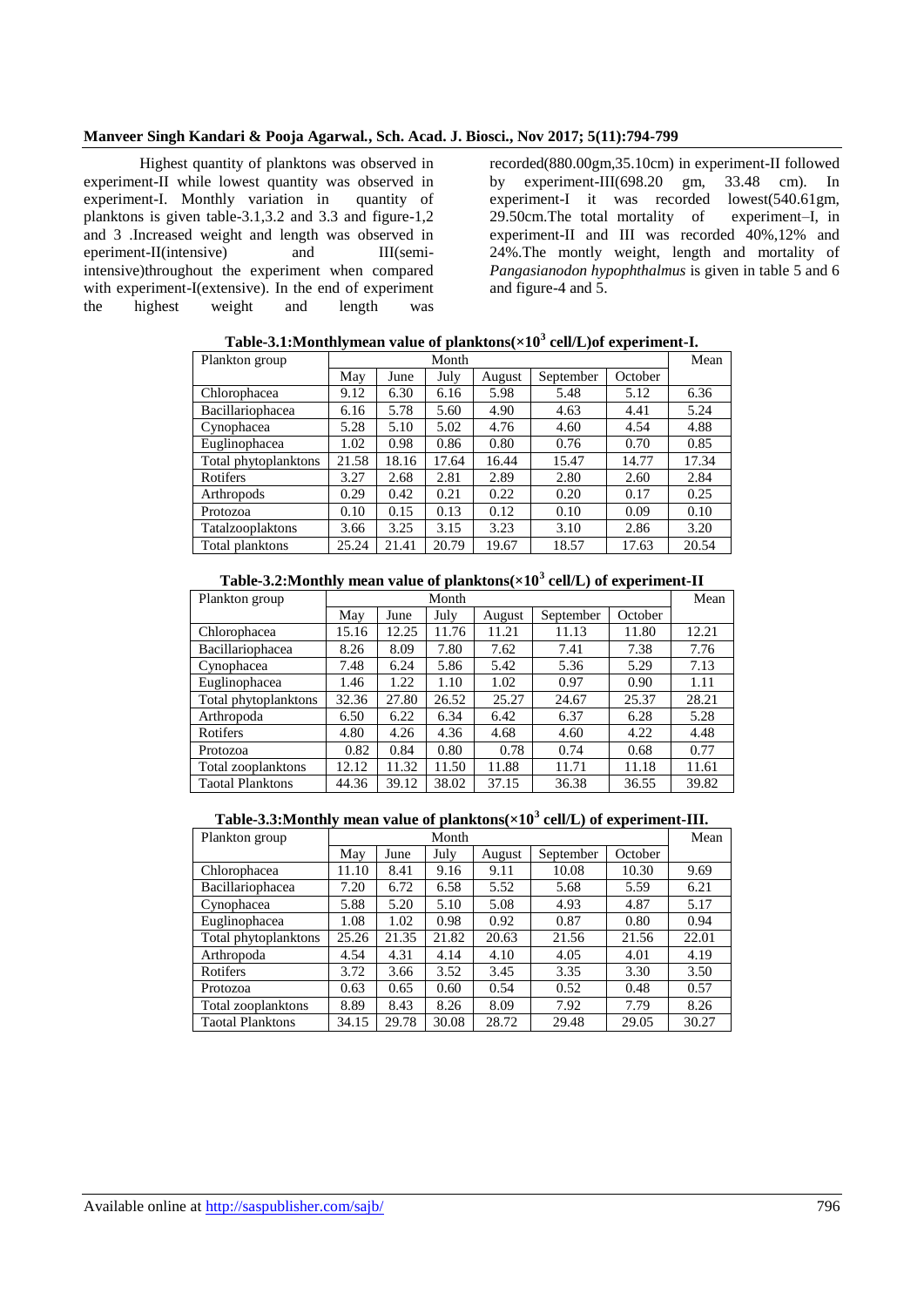Highest quantity of planktons was observed in experiment-II while lowest quantity was observed in experiment-I. Monthly variation in quantity of planktons is given table-3.1,3.2 and 3.3 and figure-1,2 and 3 .Increased weight and length was observed in eperiment-II(intensive) and III(semi-intensive)throughout the experiment when compared with experiment-I(extensive). In the end of experiment the highest weight and length was recorded(880.00gm,35.10cm) in experiment-II followed by experiment-III(698.20 gm, 33.48 cm). In experiment-I it was recorded lowest(540.61gm, 29.50cm.The total mortality of experiment–I, in experiment-II and III was recorded 40%,12% and 24%.The montly weight, length and mortality of *Pangasianodon hypophthalmus* is given in table 5 and 6 and figure-4 and 5.

**Table-3.1:Monthlymean value of planktons($\times 10^3$ cell/L)of experiment-I.**

| Plankton group | Month | | | | | | Mean |
|---|---|---|---|---|---|---|---|
| | May | June | July | August | September | October | |
| Chlorophacea | 9.12 | 6.30 | 6.16 | 5.98 | 5.48 | 5.12 | 6.36 |
| Bacillariophacea | 6.16 | 5.78 | 5.60 | 4.90 | 4.63 | 4.41 | 5.24 |
| Cynophacea | 5.28 | 5.10 | 5.02 | 4.76 | 4.60 | 4.54 | 4.88 |
| Euglinophacea | 1.02 | 0.98 | 0.86 | 0.80 | 0.76 | 0.70 | 0.85 |
| Total phytoplanktons | 21.58 | 18.16 | 17.64 | 16.44 | 15.47 | 14.77 | 17.34 |
| Rotifers | 3.27 | 2.68 | 2.81 | 2.89 | 2.80 | 2.60 | 2.84 |
| Arthropods | 0.29 | 0.42 | 0.21 | 0.22 | 0.20 | 0.17 | 0.25 |
| Protozoa | 0.10 | 0.15 | 0.13 | 0.12 | 0.10 | 0.09 | 0.10 |
| Tatalzooplaktons | 3.66 | 3.25 | 3.15 | 3.23 | 3.10 | 2.86 | 3.20 |
| Total planktons | 25.24 | 21.41 | 20.79 | 19.67 | 18.57 | 17.63 | 20.54 |

**Table-3.2:Monthly mean value of planktons($\times 10^3$ cell/L) of experiment-II**

| Plankton group | Month | | | | | | Mean |
|---|---|---|---|---|---|---|---|
| | May | June | July | August | September | October | |
| Chlorophacea | 15.16 | 12.25 | 11.76 | 11.21 | 11.13 | 11.80 | 12.21 |
| Bacillariophacea | 8.26 | 8.09 | 7.80 | 7.62 | 7.41 | 7.38 | 7.76 |
| Cynophacea | 7.48 | 6.24 | 5.86 | 5.42 | 5.36 | 5.29 | 7.13 |
| Euglinophacea | 1.46 | 1.22 | 1.10 | 1.02 | 0.97 | 0.90 | 1.11 |
| Total phytoplanktons | 32.36 | 27.80 | 26.52 | 25.27 | 24.67 | 25.37 | 28.21 |
| Arthropoda | 6.50 | 6.22 | 6.34 | 6.42 | 6.37 | 6.28 | 5.28 |
| Rotifers | 4.80 | 4.26 | 4.36 | 4.68 | 4.60 | 4.22 | 4.48 |
| Protozoa | 0.82 | 0.84 | 0.80 | 0.78 | 0.74 | 0.68 | 0.77 |
| Total zooplanktons | 12.12 | 11.32 | 11.50 | 11.88 | 11.71 | 11.18 | 11.61 |
| Taotal Planktons | 44.36 | 39.12 | 38.02 | 37.15 | 36.38 | 36.55 | 39.82 |

**Table-3.3:Monthly mean value of planktons($\times 10^3$ cell/L) of experiment-III.**

| Plankton group | Month | | | | | | Mean |
|---|---|---|---|---|---|---|---|
| | May | June | July | August | September | October | |
| Chlorophacea | 11.10 | 8.41 | 9.16 | 9.11 | 10.08 | 10.30 | 9.69 |
| Bacillariophacea | 7.20 | 6.72 | 6.58 | 5.52 | 5.68 | 5.59 | 6.21 |
| Cynophacea | 5.88 | 5.20 | 5.10 | 5.08 | 4.93 | 4.87 | 5.17 |
| Euglinophacea | 1.08 | 1.02 | 0.98 | 0.92 | 0.87 | 0.80 | 0.94 |
| Total phytoplanktons | 25.26 | 21.35 | 21.82 | 20.63 | 21.56 | 21.56 | 22.01 |
| Arthropoda | 4.54 | 4.31 | 4.14 | 4.10 | 4.05 | 4.01 | 4.19 |
| Rotifers | 3.72 | 3.66 | 3.52 | 3.45 | 3.35 | 3.30 | 3.50 |
| Protozoa | 0.63 | 0.65 | 0.60 | 0.54 | 0.52 | 0.48 | 0.57 |
| Total zooplanktons | 8.89 | 8.43 | 8.26 | 8.09 | 7.92 | 7.79 | 8.26 |
| Taotal Planktons | 34.15 | 29.78 | 30.08 | 28.72 | 29.48 | 29.05 | 30.27 |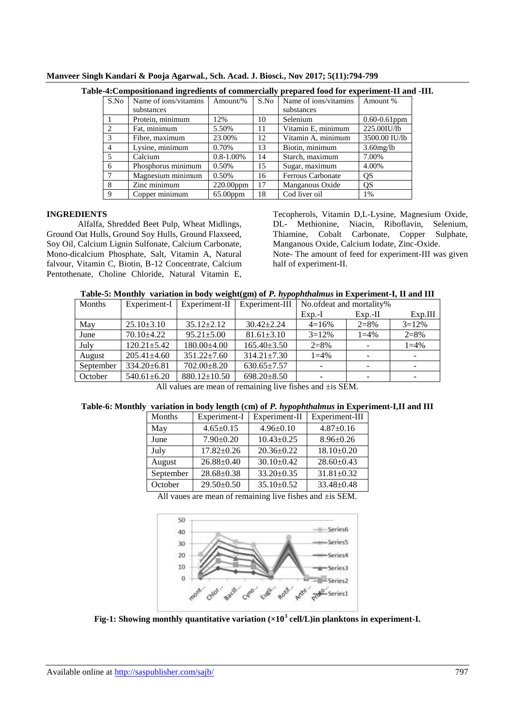**Table-4:Compositionand ingredients of commercially prepared food for experiment-II and -III.**

| S.No | Name of ions/vitamins substances | Amount/% | S.No | Name of ions/vitamins substances | Amount % |
|---|---|---|---|---|---|
| 1 | Protein, minimum | 12% | 10 | Selenium | 0.60-0.61ppm |
| 2 | Fat, minimum | 5.50% | 11 | Vitamin E, minimum | 225.00IU/lb |
| 3 | Fibre, maximum | 23.00% | 12 | Vitamin A, minimum | 3500.00 IU/lb |
| 4 | Lysine, minimum | 0.70% | 13 | Biotin, minimum | 3.60mg/lb |
| 5 | Calcium | 0.8-1.00% | 14 | Starch, maximum | 7.00% |
| 6 | Phosphorus minimum | 0.50% | 15 | Sugar, maximum | 4.00% |
| 7 | Magnesium minimum | 0.50% | 16 | Ferrous Carbonate | QS |
| 8 | Zinc minimum | 220.00ppm | 17 | Manganous Oxide | QS |
| 9 | Copper minimum | 65.00ppm | 18 | Cod liver oil | 1% |

**INGREDIENTS**

Alfalfa, Shredded Beet Pulp, Wheat Midlings, Ground Oat Hulls, Ground Soy Hulls, Ground Flaxseed, Soy Oil, Calcium Lignin Sulfonate, Calcium Carbonate, Mono-dicalcium Phosphate, Salt, Vitamin A, Natural falvour, Vitamin C, Biotin, B-12 Concentrate, Calcium Pentothenate, Choline Chloride, Natural Vitamin E, Tecopherols, Vitamin D,L-Lysine, Magnesium Oxide, DL- Methionine, Niacin, Riboflavin, Selenium, Thiamine, Cobalt Carbonate, Copper Sulphate, Manganous Oxide, Calcium Iodate, Zinc-Oxide.

Note- The amount of feed for experiment-III was given half of experiment-II.

**Table-5: Monthly variation in body weight(gm) of *P. hypophthalmus* in Experiment-I, II and III**

| Months | Experiment-I | Experiment-II | Experiment-III | No.ofdeat and mortality% | | |
|---|---|---|---|---|---|---|
| | | | | Exp.-I | Exp.-II | Exp.III |
| May | 25.10±3.10 | 35.12±2.12 | 30.42±2.24 | 4=16% | 2=8% | 3=12% |
| June | 70.10±4.22 | 95.21±5.00 | 81.61±3.10 | 3=12% | 1=4% | 2=8% |
| July | 120.21±5.42 | 180.00±4.00 | 165.40±3.50 | 2=8% | - | 1=4% |
| August | 205.41±4.60 | 351.22±7.60 | 314.21±7.30 | 1=4% | - | - |
| September | 334.20±6.81 | 702.00±8.20 | 630.65±7.57 | - | - | - |
| October | 540.61±6.20 | 880.12±10.50 | 698.20±8.50 | - | - | - |

All values are mean of remaining live fishes and ±is SEM.

**Table-6: Monthly variation in body length (cm) of *P. hypophthalmus* in Experiment-I,II and III**

| Months | Experiment-I | Experiment-II | Experiment-III |
|---|---|---|---|
| May | 4.65±0.15 | 4.96±0.10 | 4.87±0.16 |
| June | 7.90±0.20 | 10.43±0.25 | 8.96±0.26 |
| July | 17.82±0.26 | 20.36±0.22 | 18.10±0.20 |
| August | 26.88±0.40 | 30.10±0.42 | 28.60±0.43 |
| September | 28.68±0.38 | 33.20±0.35 | 31.81±0.32 |
| October | 29.50±0.50 | 35.10±0.52 | 33.48±0.48 |

All vaues are mean of remaining live fishes and ±is SEM.

**Fig-1: Showing monthly quantitative variation ($\times10^3$ cell/L)in planktons in experiment-I.**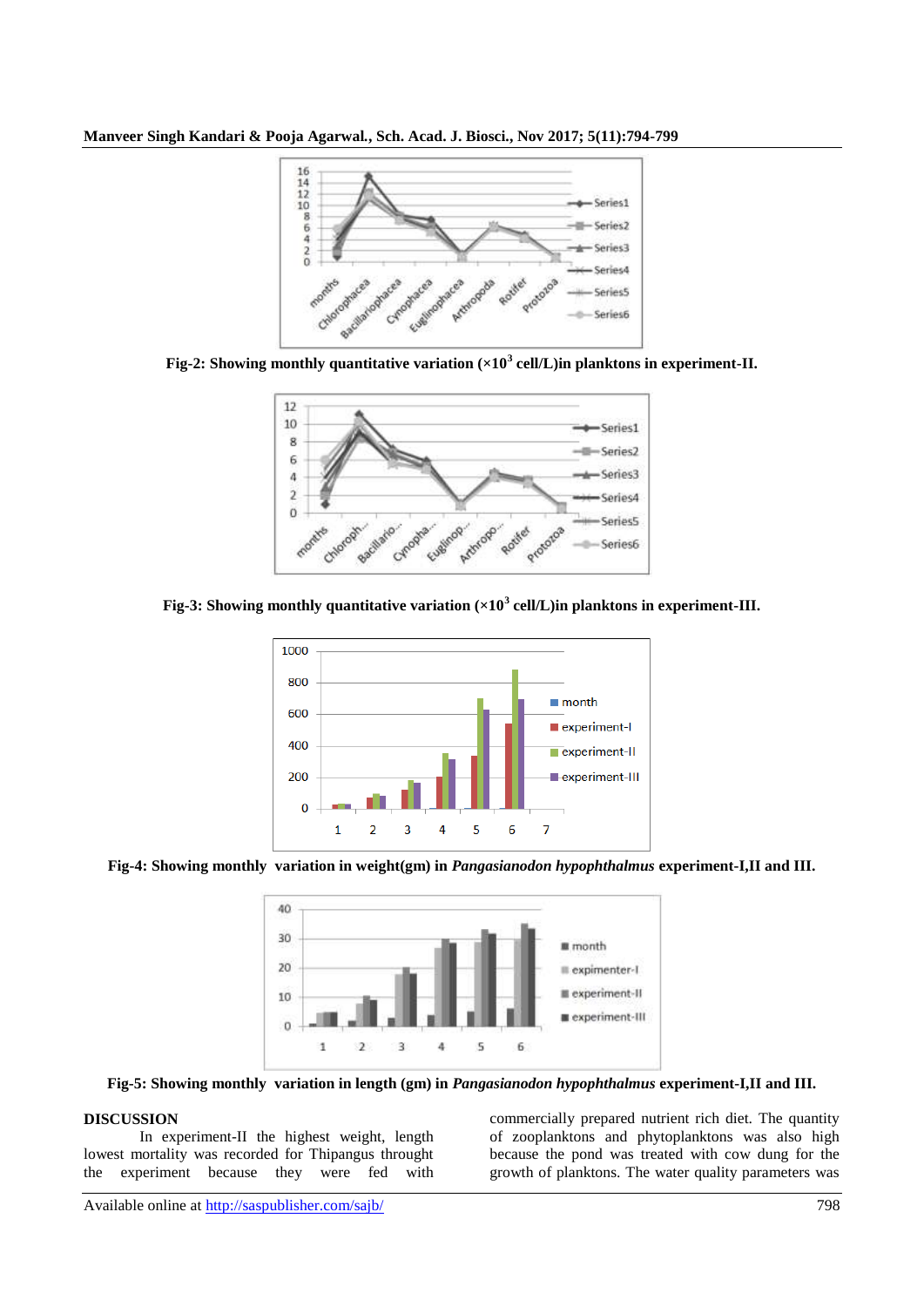**Fig-2: Showing monthly quantitative variation ($\times10^3$ cell/L)in planktons in experiment-II.**

**Fig-3: Showing monthly quantitative variation ($\times10^3$ cell/L)in planktons in experiment-III.**

**Fig-4: Showing monthly variation in weight(gm) in *Pangasianodon hypophthalmus* experiment-I,II and III.**

**Fig-5: Showing monthly variation in length (gm) in *Pangasianodon hypophthalmus* experiment-I,II and III.**

## DISCUSSION

In experiment-II the highest weight, length lowest mortality was recorded for Thipangus throught the experiment because they were fed with commercially prepared nutrient rich diet. The quantity of zooplanktons and phytoplanktons was also high because the pond was treated with cow dung for the growth of planktons. The water quality parameters was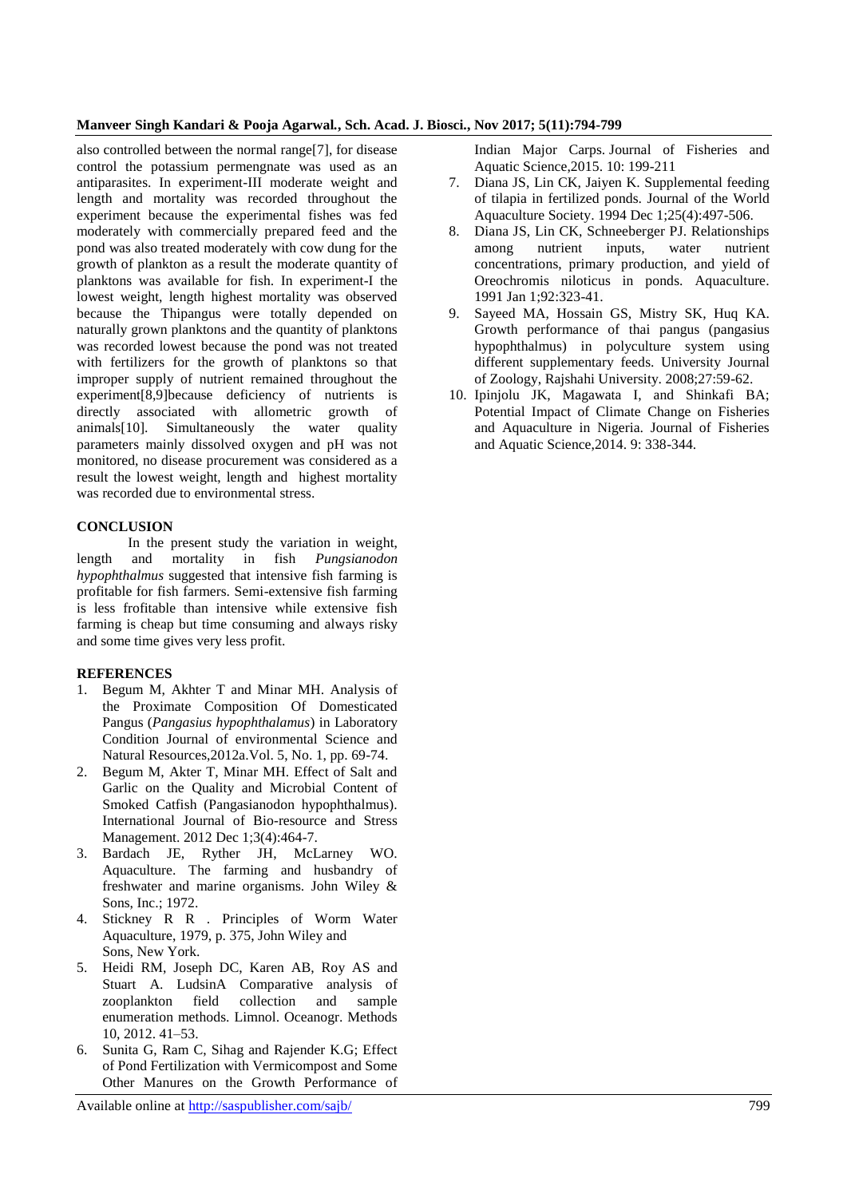also controlled between the normal range[7], for disease control the potassium permengnate was used as an antiparasites. In experiment-III moderate weight and length and mortality was recorded throughout the experiment because the experimental fishes was fed moderately with commercially prepared feed and the pond was also treated moderately with cow dung for the growth of plankton as a result the moderate quantity of planktons was available for fish. In experiment-I the lowest weight, length highest mortality was observed because the Thipangus were totally depended on naturally grown planktons and the quantity of planktons was recorded lowest because the pond was not treated with fertilizers for the growth of planktons so that improper supply of nutrient remained throughout the experiment[8,9]because deficiency of nutrients is directly associated with allometric growth of animals[10]. Simultaneously the water quality parameters mainly dissolved oxygen and pH was not monitored, no disease procurement was considered as a result the lowest weight, length and highest mortality was recorded due to environmental stress.

## CONCLUSION

In the present study the variation in weight, length and mortality in fish *Pungsianodon hypophthalmus* suggested that intensive fish farming is profitable for fish farmers. Semi-extensive fish farming is less frofitable than intensive while extensive fish farming is cheap but time consuming and always risky and some time gives very less profit.

## REFERENCES

1. Begum M, Akhter T and Minar MH. Analysis of the Proximate Composition Of Domesticated Pangus (*Pangasius hypophthalamus*) in Laboratory Condition Journal of environmental Science and Natural Resources,2012a.Vol. 5, No. 1, pp. 69-74.
2. Begum M, Akter T, Minar MH. Effect of Salt and Garlic on the Quality and Microbial Content of Smoked Catfish (Pangasianodon hypophthalmus). International Journal of Bio-resource and Stress Management. 2012 Dec 1;3(4):464-7.
3. Bardach JE, Ryther JH, McLarney WO. Aquaculture. The farming and husbandry of freshwater and marine organisms. John Wiley & Sons, Inc.; 1972.
4. Stickney R R . Principles of Worm Water Aquaculture, 1979, p. 375, John Wiley and Sons, New York.
5. Heidi RM, Joseph DC, Karen AB, Roy AS and Stuart A. LudsinA Comparative analysis of zooplankton field collection and sample enumeration methods. Limnol. Oceanogr. Methods 10, 2012. 41–53.
6. Sunita G, Ram C, Sihag and Rajender K.G; Effect of Pond Fertilization with Vermicompost and Some Other Manures on the Growth Performance of Indian Major Carps. Journal of Fisheries and Aquatic Science,2015. 10: 199-211
7. Diana JS, Lin CK, Jaiyen K. Supplemental feeding of tilapia in fertilized ponds. Journal of the World Aquaculture Society. 1994 Dec 1;25(4):497-506.
8. Diana JS, Lin CK, Schneeberger PJ. Relationships among nutrient inputs, water nutrient concentrations, primary production, and yield of Oreochromis niloticus in ponds. Aquaculture. 1991 Jan 1;92:323-41.
9. Sayeed MA, Hossain GS, Mistry SK, Huq KA. Growth performance of thai pangus (pangasius hypophthalmus) in polyculture system using different supplementary feeds. University Journal of Zoology, Rajshahi University. 2008;27:59-62.
10. Ipinjolu JK, Magawata I, and Shinkafi BA; Potential Impact of Climate Change on Fisheries and Aquaculture in Nigeria. Journal of Fisheries and Aquatic Science,2014. 9: 338-344.